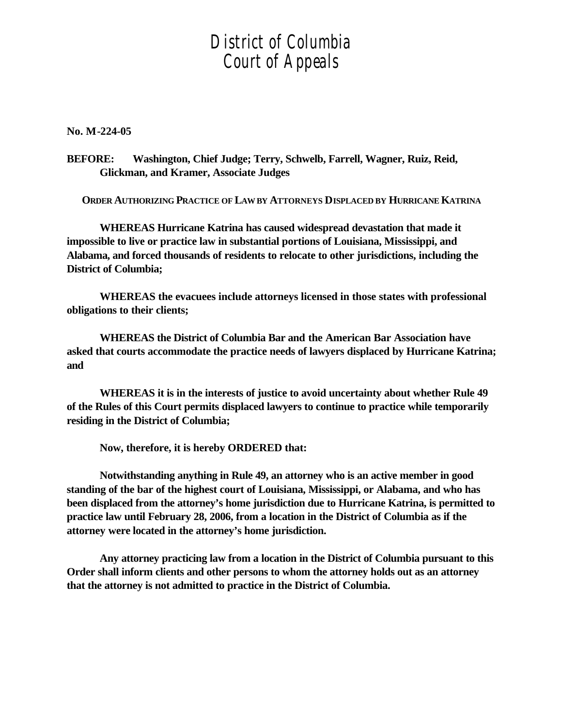# District of Columbia Court of Appeals

**No. M-224-05**

**BEFORE: Washington, Chief Judge; Terry, Schwelb, Farrell, Wagner, Ruiz, Reid, Glickman, and Kramer, Associate Judges**

**ORDER AUTHORIZING PRACTICE OF LAW BY ATTORNEYS DISPLACED BY HURRICANE KATRINA**

**WHEREAS Hurricane Katrina has caused widespread devastation that made it impossible to live or practice law in substantial portions of Louisiana, Mississippi, and Alabama, and forced thousands of residents to relocate to other jurisdictions, including the District of Columbia;**

**WHEREAS the evacuees include attorneys licensed in those states with professional obligations to their clients;**

**WHEREAS the District of Columbia Bar and the American Bar Association have asked that courts accommodate the practice needs of lawyers displaced by Hurricane Katrina; and**

**WHEREAS it is in the interests of justice to avoid uncertainty about whether Rule 49 of the Rules of this Court permits displaced lawyers to continue to practice while temporarily residing in the District of Columbia;**

**Now, therefore, it is hereby ORDERED that:**

**Notwithstanding anything in Rule 49, an attorney who is an active member in good standing of the bar of the highest court of Louisiana, Mississippi, or Alabama, and who has been displaced from the attorney's home jurisdiction due to Hurricane Katrina, is permitted to practice law until February 28, 2006, from a location in the District of Columbia as if the attorney were located in the attorney's home jurisdiction.**

**Any attorney practicing law from a location in the District of Columbia pursuant to this Order shall inform clients and other persons to whom the attorney holds out as an attorney that the attorney is not admitted to practice in the District of Columbia.**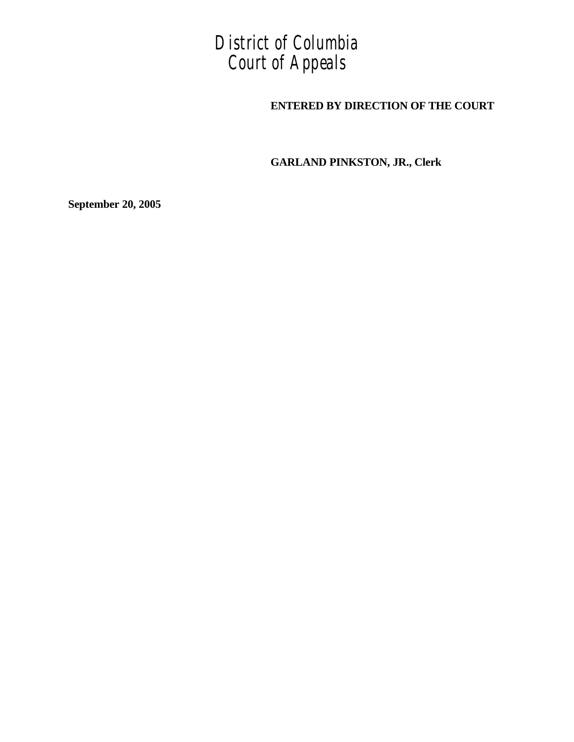# District of Columbia
# Court of Appeals

**ENTERED BY DIRECTION OF THE COURT**

**GARLAND PINKSTON, JR., Clerk**

**September 20, 2005**